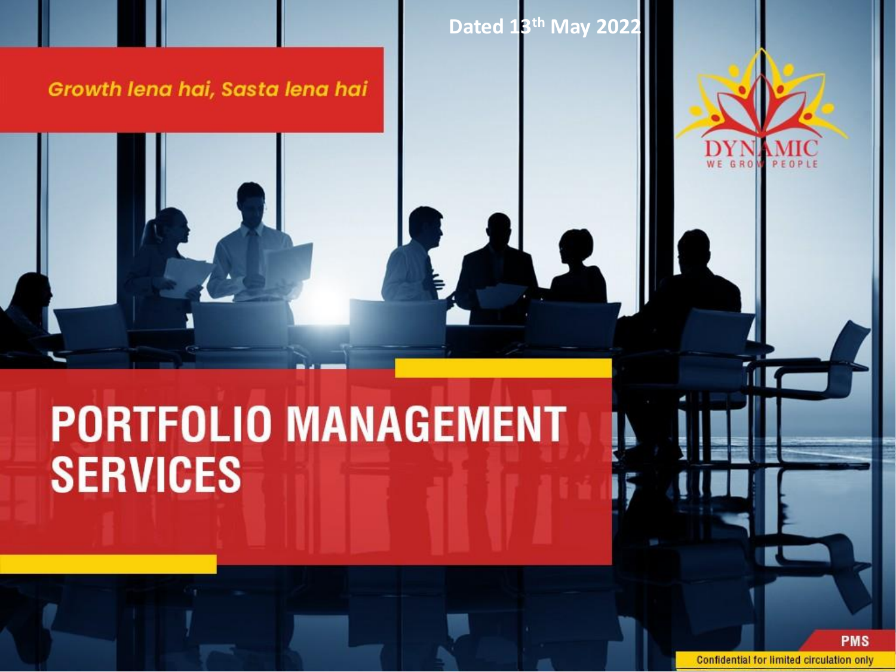Dated 13th May 2022

*Growth lena hai, Sasta lena hai*

DYNAMIC
WE GROW PEOPLE

# PORTFOLIO MANAGEMENT SERVICES

PMS

Confidential for limited circulation only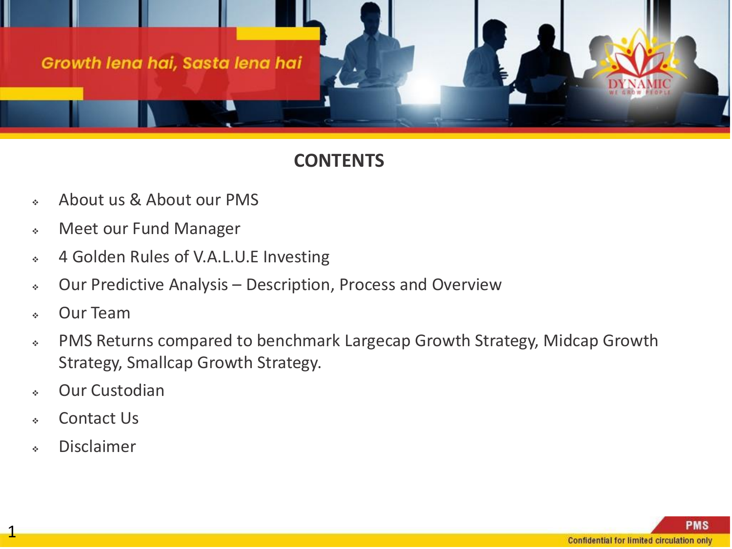*Growth lena hai, Sasta lena hai*

## CONTENTS

- About us & About our PMS
- Meet our Fund Manager
- 4 Golden Rules of V.A.L.U.E Investing
- Our Predictive Analysis – Description, Process and Overview
- Our Team
- PMS Returns compared to benchmark Largecap Growth Strategy, Midcap Growth Strategy, Smallcap Growth Strategy.
- Our Custodian
- Contact Us
- Disclaimer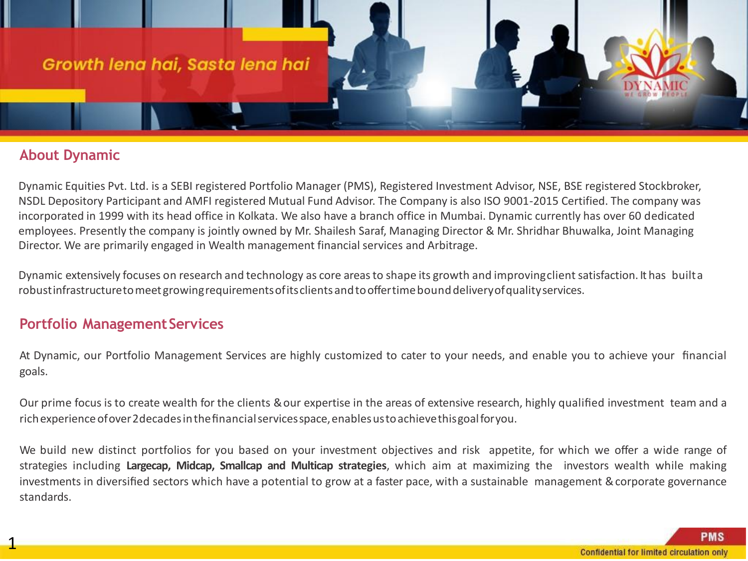Growth lena hai, Sasta lena hai

## About Dynamic

Dynamic Equities Pvt. Ltd. is a SEBI registered Portfolio Manager (PMS), Registered Investment Advisor, NSE, BSE registered Stockbroker, NSDL Depository Participant and AMFI registered Mutual Fund Advisor. The Company is also ISO 9001-2015 Certified. The company was incorporated in 1999 with its head office in Kolkata. We also have a branch office in Mumbai. Dynamic currently has over 60 dedicated employees. Presently the company is jointly owned by Mr. Shailesh Saraf, Managing Director & Mr. Shridhar Bhuwalka, Joint Managing Director. We are primarily engaged in Wealth management financial services and Arbitrage.

Dynamic extensively focuses on research and technology as core areas to shape its growth and improving client satisfaction. It has built a robust infrastructure to meet growing requirements of its clients and to offer time bound delivery of quality services.

## Portfolio Management Services

At Dynamic, our Portfolio Management Services are highly customized to cater to your needs, and enable you to achieve your financial goals.

Our prime focus is to create wealth for the clients & our expertise in the areas of extensive research, highly qualified investment team and a rich experience of over 2 decades in the financial services space, enables us to achieve this goal for you.

We build new distinct portfolios for you based on your investment objectives and risk appetite, for which we offer a wide range of strategies including **Largecap, Midcap, Smallcap and Multicap strategies**, which aim at maximizing the investors wealth while making investments in diversified sectors which have a potential to grow at a faster pace, with a sustainable management & corporate governance standards.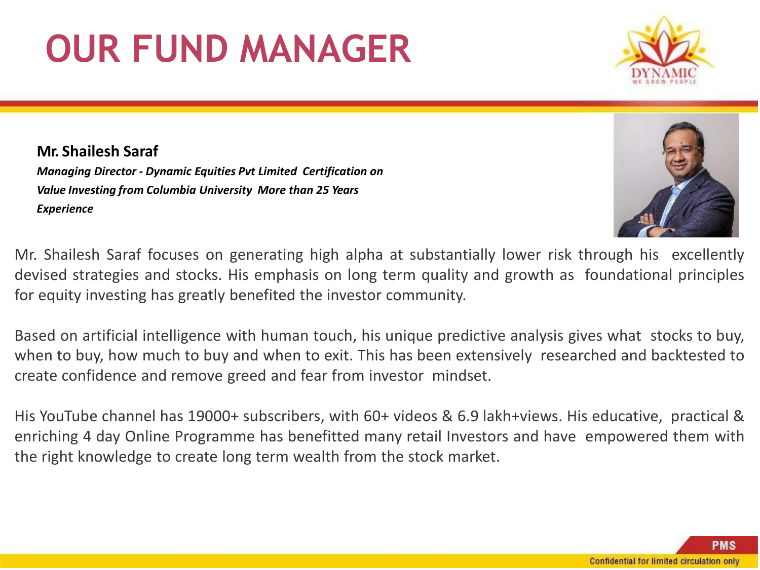# OUR FUND MANAGER

**Mr. Shailesh Saraf**

***Managing Director - Dynamic Equities Pvt Limited Certification on Value Investing from Columbia University More than 25 Years Experience***

Mr. Shailesh Saraf focuses on generating high alpha at substantially lower risk through his excellently devised strategies and stocks. His emphasis on long term quality and growth as foundational principles for equity investing has greatly benefited the investor community.

Based on artificial intelligence with human touch, his unique predictive analysis gives what stocks to buy, when to buy, how much to buy and when to exit. This has been extensively researched and backtested to create confidence and remove greed and fear from investor mindset.

His YouTube channel has 19000+ subscribers, with 60+ videos & 6.9 lakh+views. His educative, practical & enriching 4 day Online Programme has benefitted many retail Investors and have empowered them with the right knowledge to create long term wealth from the stock market.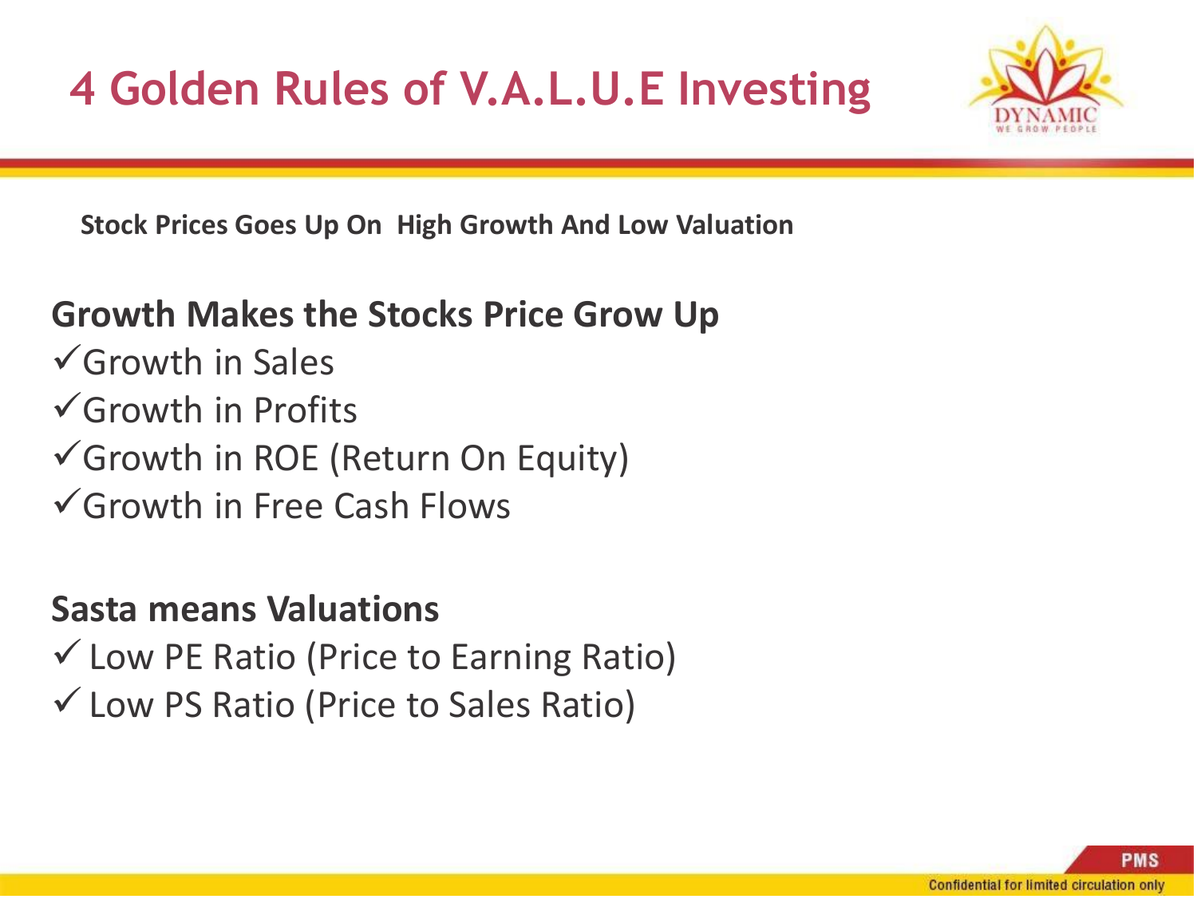# 4 Golden Rules of V.A.L.U.E Investing

**Stock Prices Goes Up On High Growth And Low Valuation**

## Growth Makes the Stocks Price Grow Up

- ✓Growth in Sales
- ✓Growth in Profits
- ✓Growth in ROE (Return On Equity)
- ✓Growth in Free Cash Flows

## Sasta means Valuations

- ✓ Low PE Ratio (Price to Earning Ratio)
- ✓ Low PS Ratio (Price to Sales Ratio)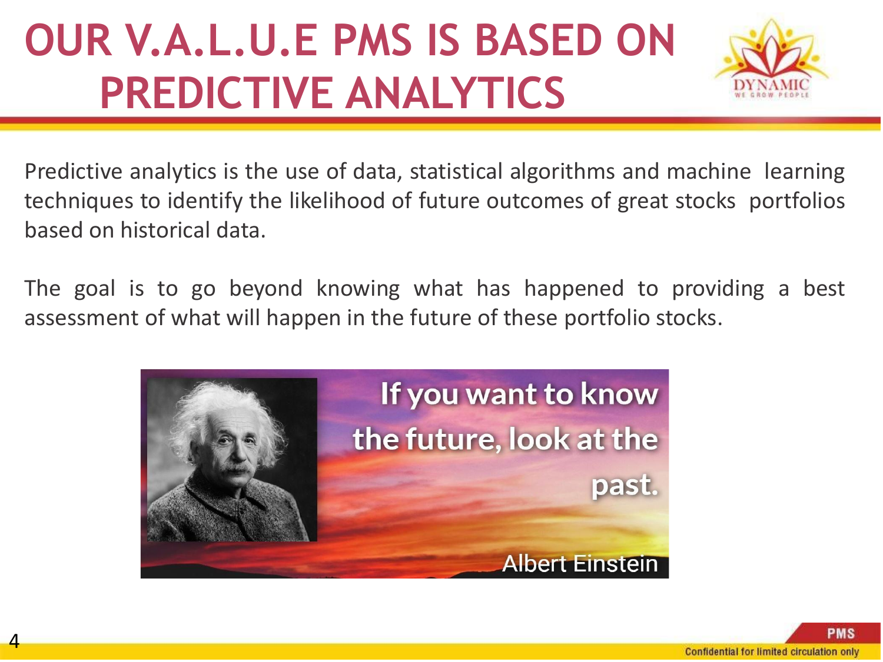# OUR V.A.L.U.E PMS IS BASED ON PREDICTIVE ANALYTICS

Predictive analytics is the use of data, statistical algorithms and machine learning techniques to identify the likelihood of future outcomes of great stocks portfolios based on historical data.

The goal is to go beyond knowing what has happened to providing a best assessment of what will happen in the future of these portfolio stocks.

If you want to know the future, look at the past.

Albert Einstein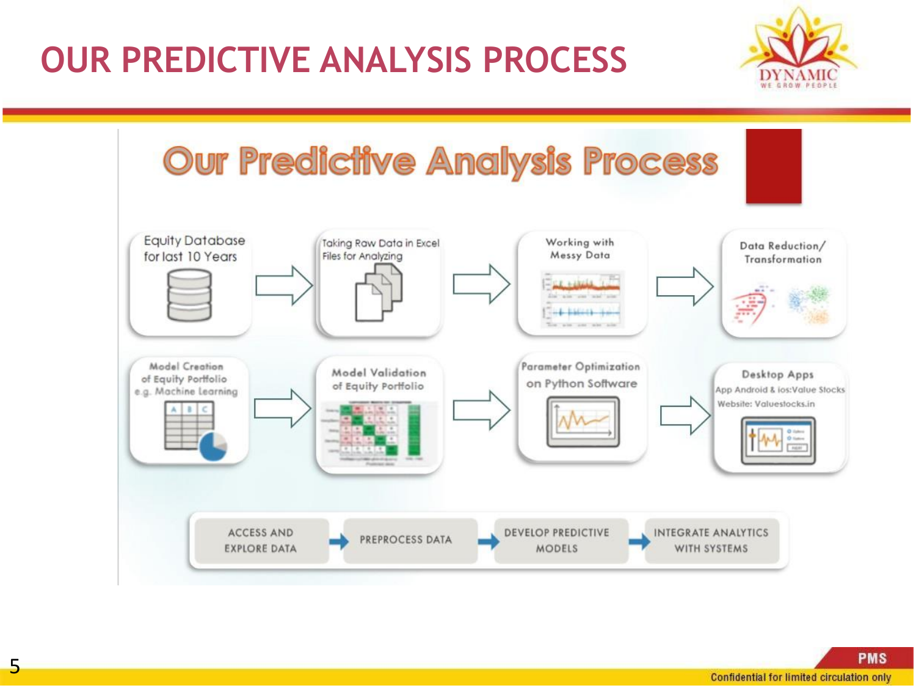# OUR PREDICTIVE ANALYSIS PROCESS

## Our Predictive Analysis Process

- Equity Database for last 10 Years
- Taking Raw Data in Excel Files for Analyzing
- Working with Messy Data
- Data Reduction/ Transformation
- Model Creation of Equity Portfolio e.g. Machine Learning
- Model Validation of Equity Portfolio
- Parameter Optimization on Python Software
- Desktop Apps
  App Android & ios:Value Stocks
  Website: Valuestocks.in

ACCESS AND EXPLORE DATA → PREPROCESS DATA → DEVELOP PREDICTIVE MODELS → INTEGRATE ANALYTICS WITH SYSTEMS

PMS

Confidential for limited circulation only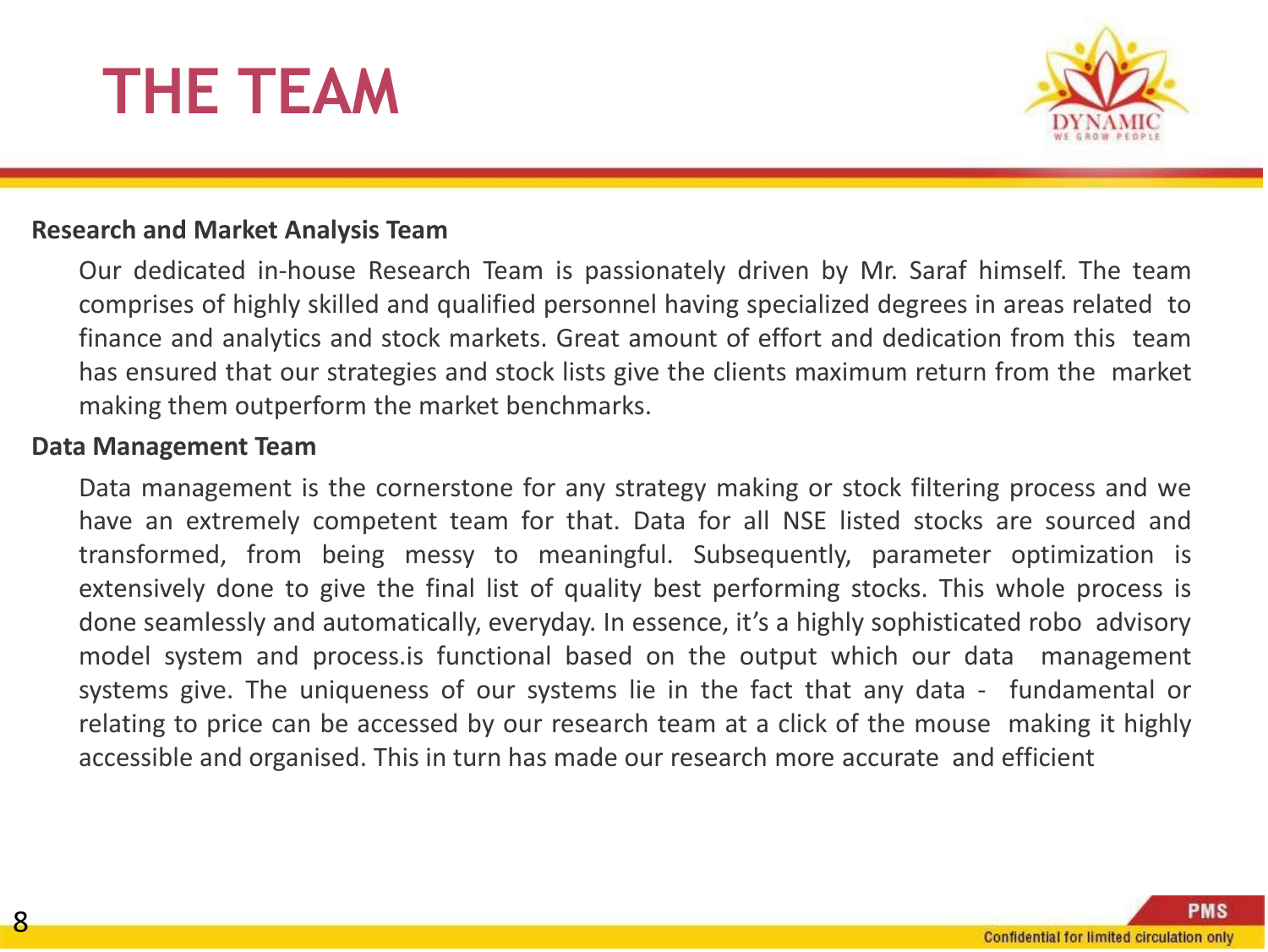# THE TEAM

**Research and Market Analysis Team**

Our dedicated in-house Research Team is passionately driven by Mr. Saraf himself. The team comprises of highly skilled and qualified personnel having specialized degrees in areas related to finance and analytics and stock markets. Great amount of effort and dedication from this team has ensured that our strategies and stock lists give the clients maximum return from the market making them outperform the market benchmarks.

**Data Management Team**

Data management is the cornerstone for any strategy making or stock filtering process and we have an extremely competent team for that. Data for all NSE listed stocks are sourced and transformed, from being messy to meaningful. Subsequently, parameter optimization is extensively done to give the final list of quality best performing stocks. This whole process is done seamlessly and automatically, everyday. In essence, it's a highly sophisticated robo advisory model system and process.is functional based on the output which our data management systems give. The uniqueness of our systems lie in the fact that any data - fundamental or relating to price can be accessed by our research team at a click of the mouse making it highly accessible and organised. This in turn has made our research more accurate and efficient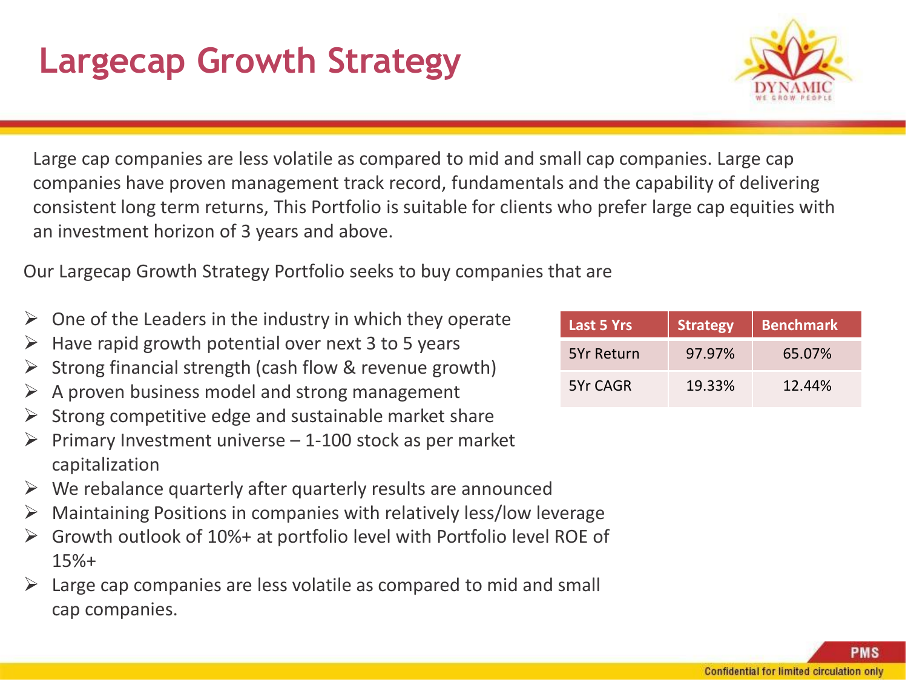# Largecap Growth Strategy

Large cap companies are less volatile as compared to mid and small cap companies. Large cap companies have proven management track record, fundamentals and the capability of delivering consistent long term returns, This Portfolio is suitable for clients who prefer large cap equities with an investment horizon of 3 years and above.

Our Largecap Growth Strategy Portfolio seeks to buy companies that are

- One of the Leaders in the industry in which they operate
- Have rapid growth potential over next 3 to 5 years
- Strong financial strength (cash flow & revenue growth)
- A proven business model and strong management
- Strong competitive edge and sustainable market share
- Primary Investment universe – 1-100 stock as per market capitalization
- We rebalance quarterly after quarterly results are announced
- Maintaining Positions in companies with relatively less/low leverage
- Growth outlook of 10%+ at portfolio level with Portfolio level ROE of 15%+
- Large cap companies are less volatile as compared to mid and small cap companies.

| Last 5 Yrs | Strategy | Benchmark |
|---|---|---|
| 5Yr Return | 97.97% | 65.07% |
| 5Yr CAGR | 19.33% | 12.44% |

PMS

Confidential for limited circulation only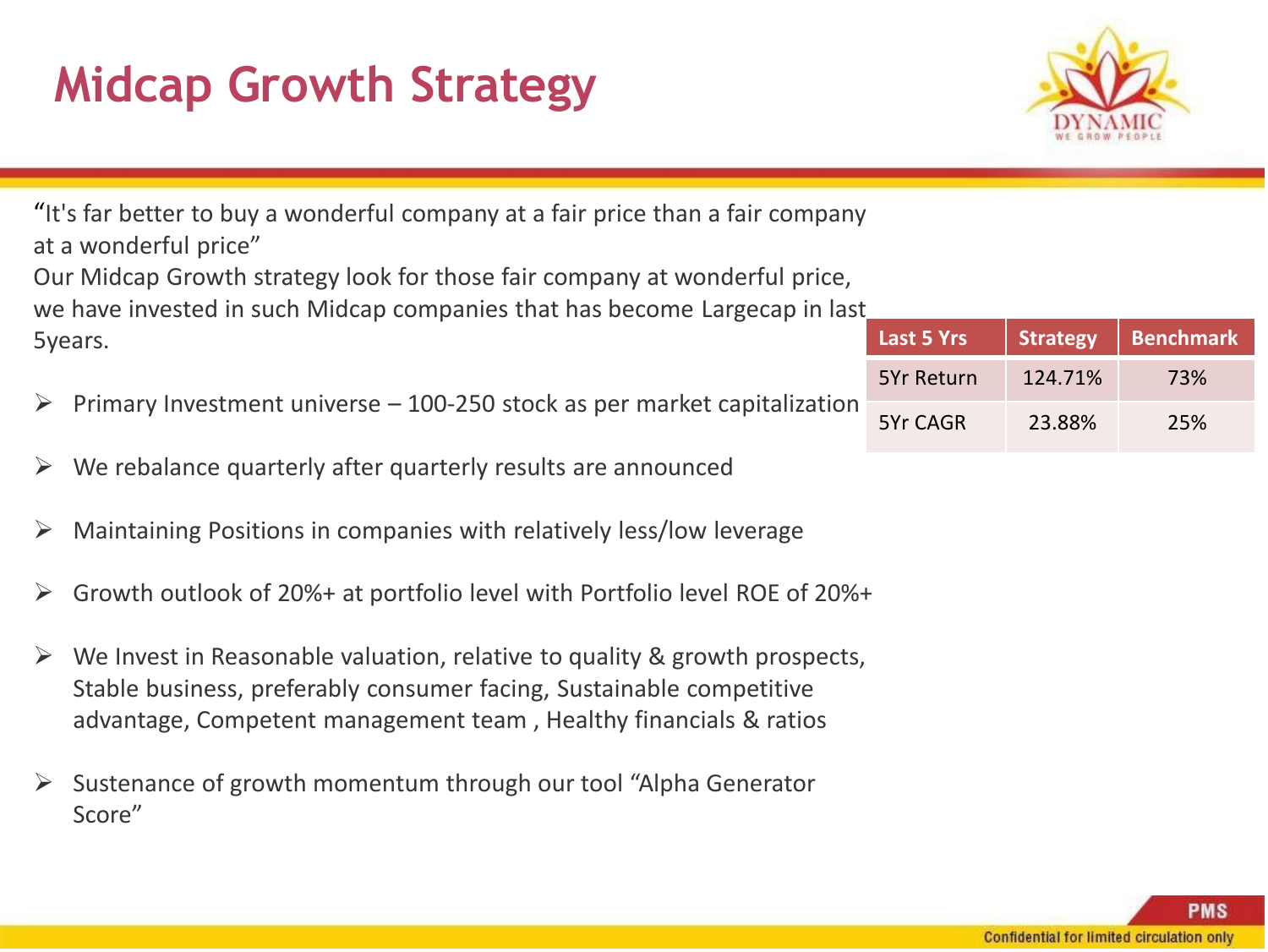# Midcap Growth Strategy

"It's far better to buy a wonderful company at a fair price than a fair company at a wonderful price"
Our Midcap Growth strategy look for those fair company at wonderful price, we have invested in such Midcap companies that has become Largecap in last 5years.

| Last 5 Yrs | Strategy | Benchmark |
|---|---|---|
| 5Yr Return | 124.71% | 73% |
| 5Yr CAGR | 23.88% | 25% |

- Primary Investment universe – 100-250 stock as per market capitalization
- We rebalance quarterly after quarterly results are announced
- Maintaining Positions in companies with relatively less/low leverage
- Growth outlook of 20%+ at portfolio level with Portfolio level ROE of 20%+
- We Invest in Reasonable valuation, relative to quality & growth prospects, Stable business, preferably consumer facing, Sustainable competitive advantage, Competent management team , Healthy financials & ratios
- Sustenance of growth momentum through our tool "Alpha Generator Score"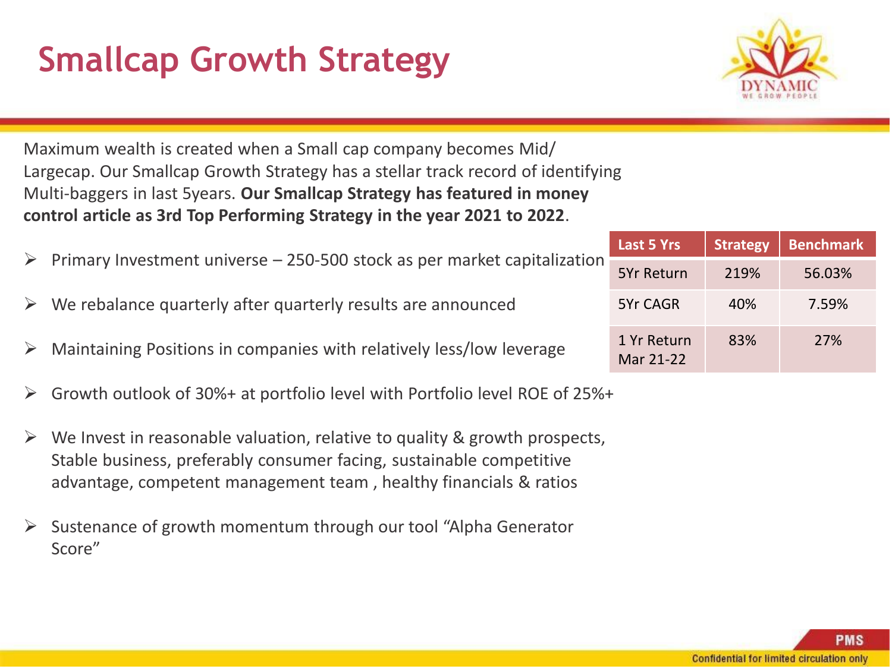# Smallcap Growth Strategy

Maximum wealth is created when a Small cap company becomes Mid/ Largecap. Our Smallcap Growth Strategy has a stellar track record of identifying Multi-baggers in last 5years. **Our Smallcap Strategy has featured in money control article as 3rd Top Performing Strategy in the year 2021 to 2022**.

| Last 5 Yrs | Strategy | Benchmark |
|---|---|---|
| 5Yr Return | 219% | 56.03% |
| 5Yr CAGR | 40% | 7.59% |
| 1 Yr Return Mar 21-22 | 83% | 27% |

- Primary Investment universe – 250-500 stock as per market capitalization
- We rebalance quarterly after quarterly results are announced
- Maintaining Positions in companies with relatively less/low leverage
- Growth outlook of 30%+ at portfolio level with Portfolio level ROE of 25%+
- We Invest in reasonable valuation, relative to quality & growth prospects, Stable business, preferably consumer facing, sustainable competitive advantage, competent management team , healthy financials & ratios
- Sustenance of growth momentum through our tool "Alpha Generator Score"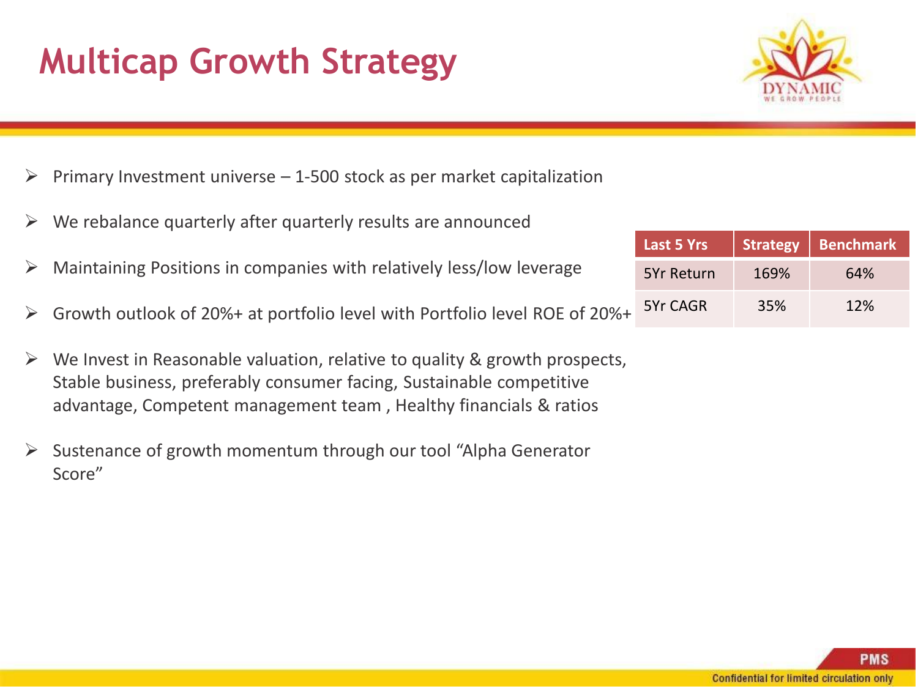# Multicap Growth Strategy

- Primary Investment universe – 1-500 stock as per market capitalization
- We rebalance quarterly after quarterly results are announced
- Maintaining Positions in companies with relatively less/low leverage
- Growth outlook of 20%+ at portfolio level with Portfolio level ROE of 20%+
- We Invest in Reasonable valuation, relative to quality & growth prospects, Stable business, preferably consumer facing, Sustainable competitive advantage, Competent management team , Healthy financials & ratios
- Sustenance of growth momentum through our tool "Alpha Generator Score"

| Last 5 Yrs | Strategy | Benchmark |
|---|---|---|
| 5Yr Return | 169% | 64% |
| 5Yr CAGR | 35% | 12% |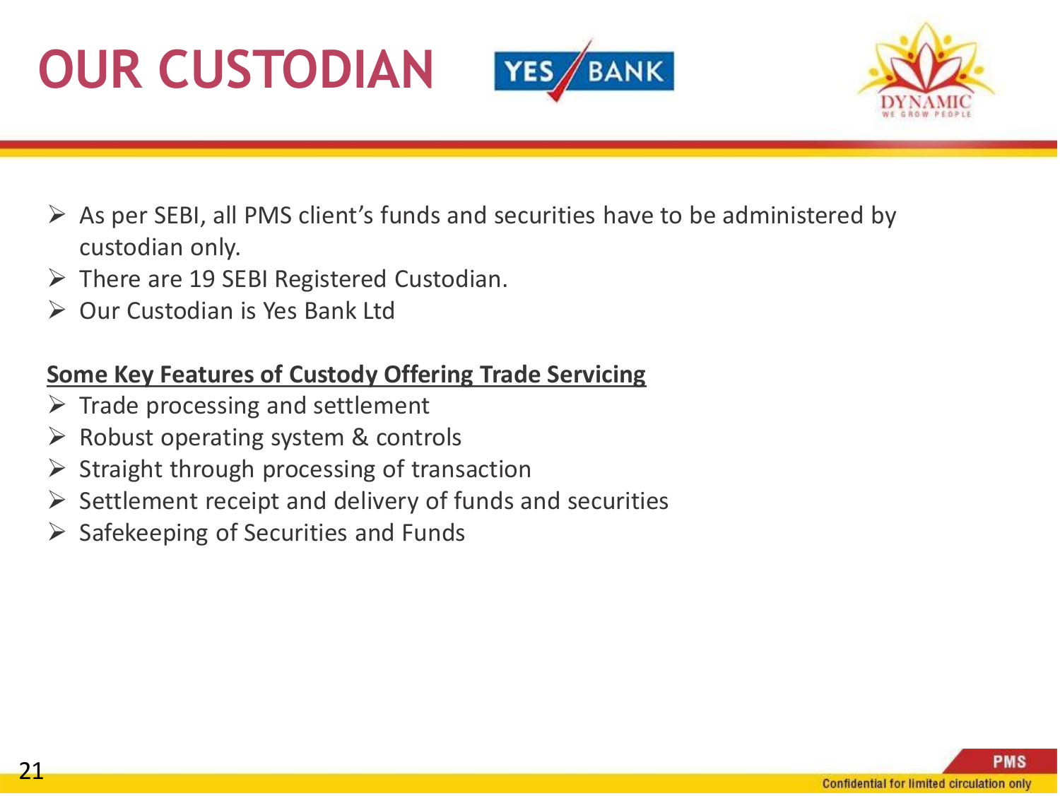# OUR CUSTODIAN

- As per SEBI, all PMS client's funds and securities have to be administered by custodian only.
- There are 19 SEBI Registered Custodian.
- Our Custodian is Yes Bank Ltd

**Some Key Features of Custody Offering Trade Servicing**

- Trade processing and settlement
- Robust operating system & controls
- Straight through processing of transaction
- Settlement receipt and delivery of funds and securities
- Safekeeping of Securities and Funds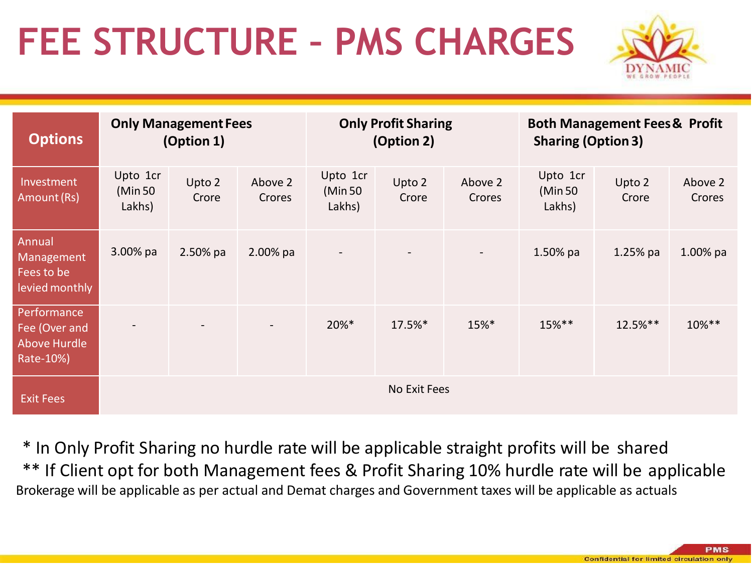# FEE STRUCTURE – PMS CHARGES

| Options | Only Management Fees (Option 1) | | | Only Profit Sharing (Option 2) | | | Both Management Fees & Profit Sharing (Option 3) | | |
|---|---|---|---|---|---|---|---|---|---|
| Investment Amount (Rs) | Upto 1cr (Min 50 Lakhs) | Upto 2 Crore | Above 2 Crores | Upto 1cr (Min 50 Lakhs) | Upto 2 Crore | Above 2 Crores | Upto 1cr (Min 50 Lakhs) | Upto 2 Crore | Above 2 Crores |
| Annual Management Fees to be levied monthly | 3.00% pa | 2.50% pa | 2.00% pa | - | - | - | 1.50% pa | 1.25% pa | 1.00% pa |
| Performance Fee (Over and Above Hurdle Rate-10%) | - | - | - | 20%* | 17.5%* | 15%* | 15%** | 12.5%** | 10%** |
| Exit Fees | No Exit Fees | | | | | | | | |

* In Only Profit Sharing no hurdle rate will be applicable straight profits will be shared

** If Client opt for both Management fees & Profit Sharing 10% hurdle rate will be applicable

Brokerage will be applicable as per actual and Demat charges and Government taxes will be applicable as actuals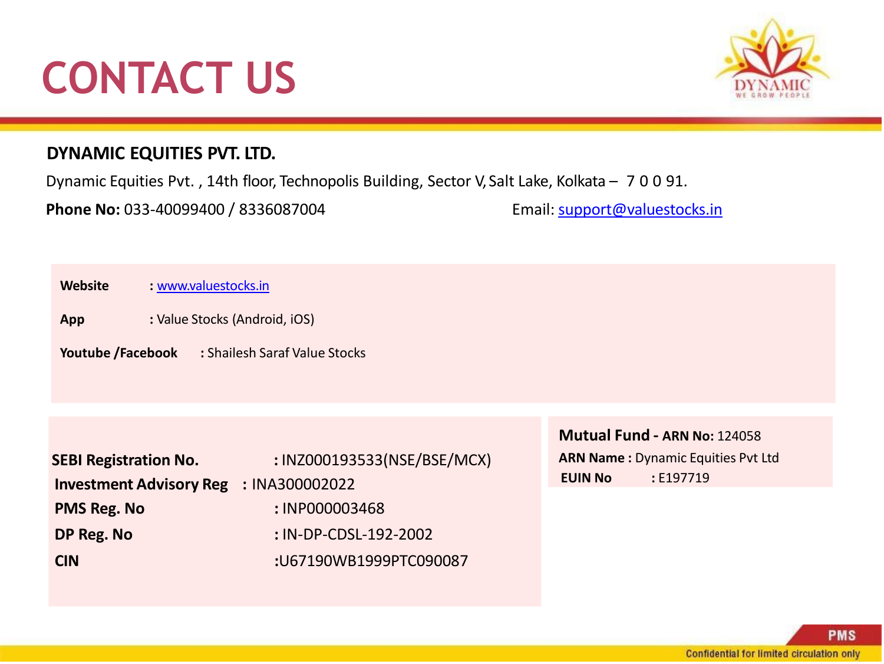# CONTACT US

**DYNAMIC EQUITIES PVT. LTD.**

Dynamic Equities Pvt. , 14th floor, Technopolis Building, Sector V, Salt Lake, Kolkata – 7 0 0 91.

**Phone No:** 033-40099400 / 8336087004

Email: support@valuestocks.in

**Website** : www.valuestocks.in

**App** : Value Stocks (Android, iOS)

**Youtube /Facebook** : Shailesh Saraf Value Stocks

**SEBI Registration No.** : INZ000193533(NSE/BSE/MCX)

**Investment Advisory Reg** : INA300002022

**PMS Reg. No** : INP000003468

**DP Reg. No** : IN-DP-CDSL-192-2002

**CIN** :U67190WB1999PTC090087

**Mutual Fund - ARN No:** 124058

**ARN Name :** Dynamic Equities Pvt Ltd

**EUIN No** : E197719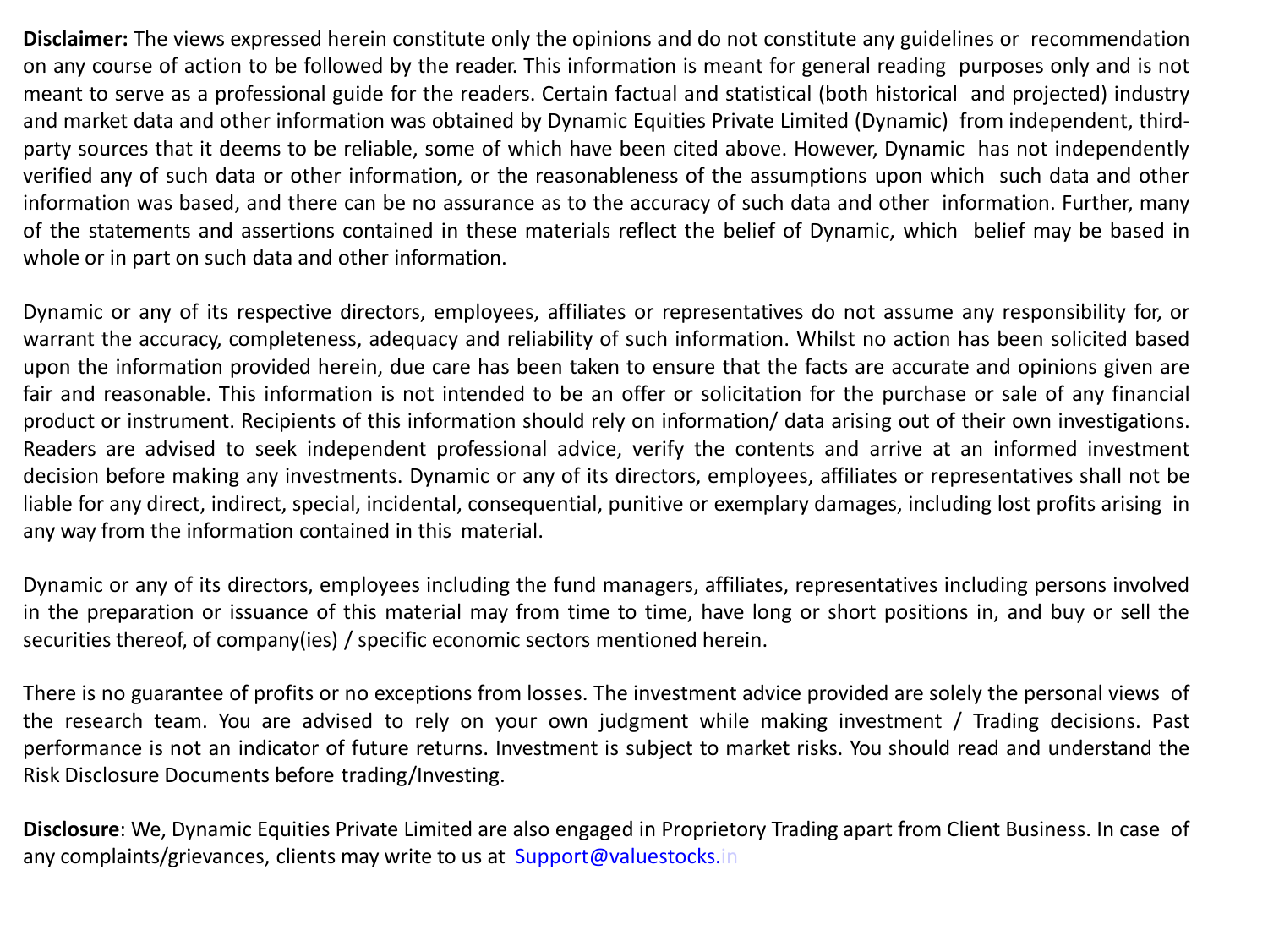**Disclaimer:** The views expressed herein constitute only the opinions and do not constitute any guidelines or recommendation on any course of action to be followed by the reader. This information is meant for general reading purposes only and is not meant to serve as a professional guide for the readers. Certain factual and statistical (both historical and projected) industry and market data and other information was obtained by Dynamic Equities Private Limited (Dynamic) from independent, third-party sources that it deems to be reliable, some of which have been cited above. However, Dynamic has not independently verified any of such data or other information, or the reasonableness of the assumptions upon which such data and other information was based, and there can be no assurance as to the accuracy of such data and other information. Further, many of the statements and assertions contained in these materials reflect the belief of Dynamic, which belief may be based in whole or in part on such data and other information.

Dynamic or any of its respective directors, employees, affiliates or representatives do not assume any responsibility for, or warrant the accuracy, completeness, adequacy and reliability of such information. Whilst no action has been solicited based upon the information provided herein, due care has been taken to ensure that the facts are accurate and opinions given are fair and reasonable. This information is not intended to be an offer or solicitation for the purchase or sale of any financial product or instrument. Recipients of this information should rely on information/ data arising out of their own investigations. Readers are advised to seek independent professional advice, verify the contents and arrive at an informed investment decision before making any investments. Dynamic or any of its directors, employees, affiliates or representatives shall not be liable for any direct, indirect, special, incidental, consequential, punitive or exemplary damages, including lost profits arising in any way from the information contained in this material.

Dynamic or any of its directors, employees including the fund managers, affiliates, representatives including persons involved in the preparation or issuance of this material may from time to time, have long or short positions in, and buy or sell the securities thereof, of company(ies) / specific economic sectors mentioned herein.

There is no guarantee of profits or no exceptions from losses. The investment advice provided are solely the personal views of the research team. You are advised to rely on your own judgment while making investment / Trading decisions. Past performance is not an indicator of future returns. Investment is subject to market risks. You should read and understand the Risk Disclosure Documents before trading/Investing.

**Disclosure**: We, Dynamic Equities Private Limited are also engaged in Proprietory Trading apart from Client Business. In case of any complaints/grievances, clients may write to us at Support@valuestocks.in